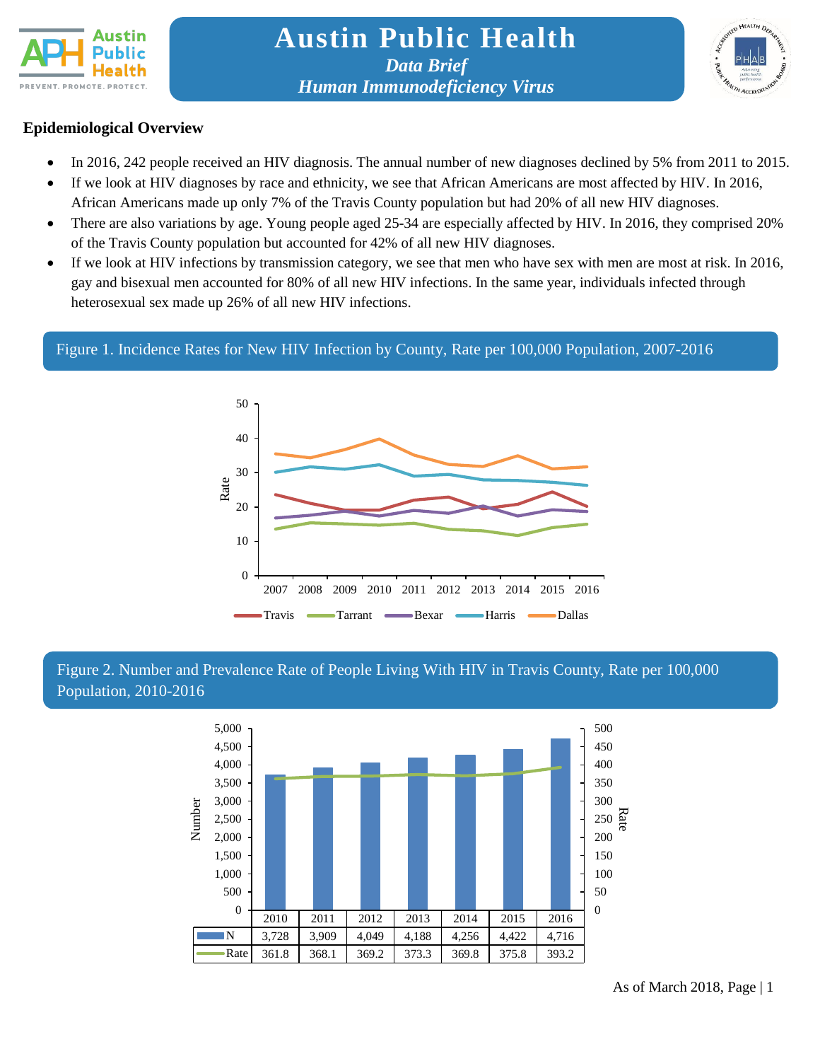# Austin Public Health

***Data Brief***

***Human Immunodeficiency Virus***

## Epidemiological Overview

- In 2016, 242 people received an HIV diagnosis. The annual number of new diagnoses declined by 5% from 2011 to 2015.
- If we look at HIV diagnoses by race and ethnicity, we see that African Americans are most affected by HIV. In 2016, African Americans made up only 7% of the Travis County population but had 20% of all new HIV diagnoses.
- There are also variations by age. Young people aged 25-34 are especially affected by HIV. In 2016, they comprised 20% of the Travis County population but accounted for 42% of all new HIV diagnoses.
- If we look at HIV infections by transmission category, we see that men who have sex with men are most at risk. In 2016, gay and bisexual men accounted for 80% of all new HIV infections. In the same year, individuals infected through heterosexual sex made up 26% of all new HIV infections.

Figure 1. Incidence Rates for New HIV Infection by County, Rate per 100,000 Population, 2007-2016

Figure 2. Number and Prevalence Rate of People Living With HIV in Travis County, Rate per 100,000 Population, 2010-2016

| | 2010 | 2011 | 2012 | 2013 | 2014 | 2015 | 2016 |
|---|---|---|---|---|---|---|---|
| N | 3,728 | 3,909 | 4,049 | 4,188 | 4,256 | 4,422 | 4,716 |
| Rate | 361.8 | 368.1 | 369.2 | 373.3 | 369.8 | 375.8 | 393.2 |

As of March 2018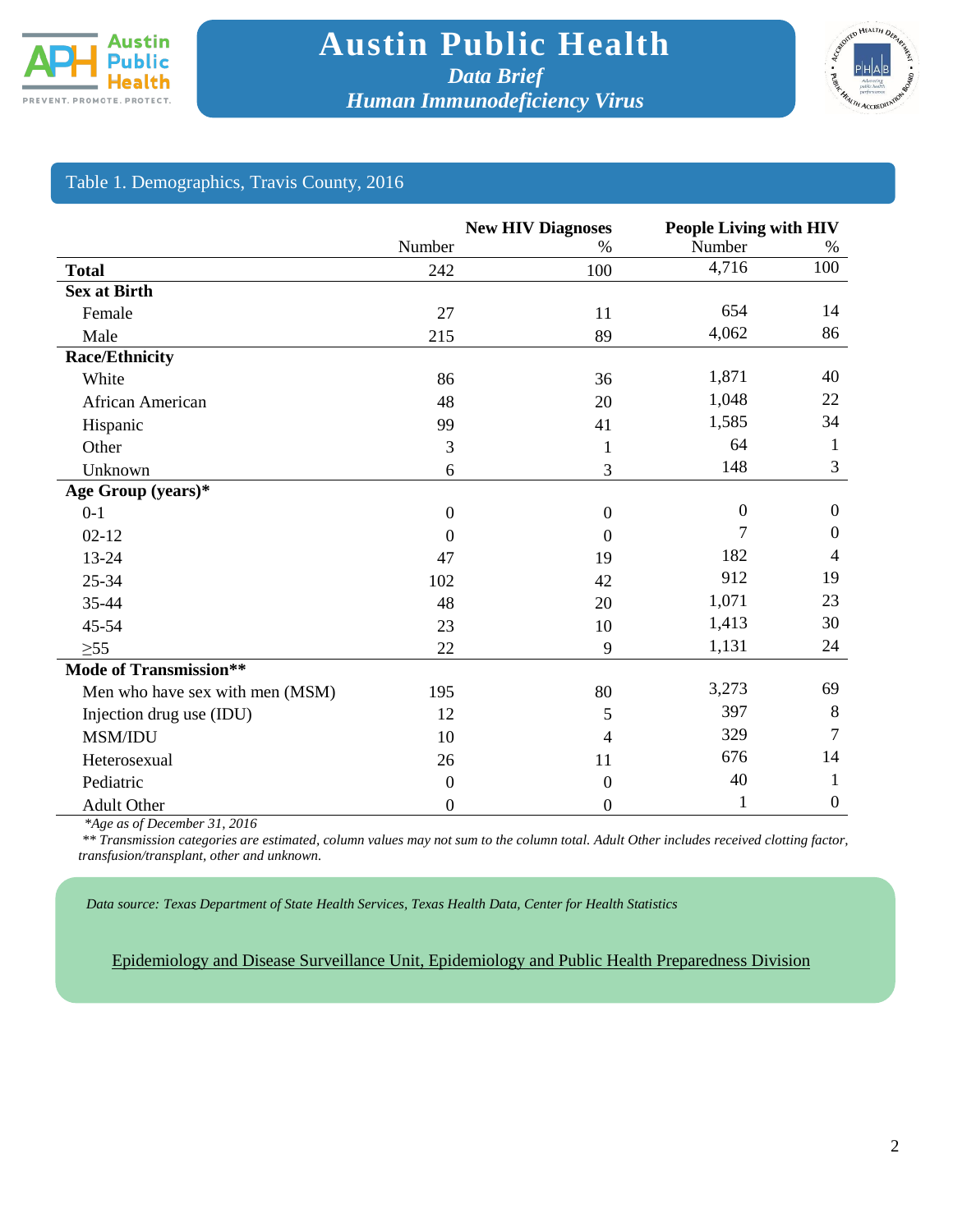# Austin Public Health

***Data Brief***

***Human Immunodeficiency Virus***

## Table 1. Demographics, Travis County, 2016

| | New HIV Diagnoses | | People Living with HIV | |
|---|---|---|---|---|
| | Number | % | Number | % |
| **Total** | 242 | 100 | 4,716 | 100 |
| **Sex at Birth** | | | | |
| Female | 27 | 11 | 654 | 14 |
| Male | 215 | 89 | 4,062 | 86 |
| **Race/Ethnicity** | | | | |
| White | 86 | 36 | 1,871 | 40 |
| African American | 48 | 20 | 1,048 | 22 |
| Hispanic | 99 | 41 | 1,585 | 34 |
| Other | 3 | 1 | 64 | 1 |
| Unknown | 6 | 3 | 148 | 3 |
| **Age Group (years)*** | | | | |
| 0-1 | 0 | 0 | 0 | 0 |
| 02-12 | 0 | 0 | 7 | 0 |
| 13-24 | 47 | 19 | 182 | 4 |
| 25-34 | 102 | 42 | 912 | 19 |
| 35-44 | 48 | 20 | 1,071 | 23 |
| 45-54 | 23 | 10 | 1,413 | 30 |
| ≥55 | 22 | 9 | 1,131 | 24 |
| **Mode of Transmission**** | | | | |
| Men who have sex with men (MSM) | 195 | 80 | 3,273 | 69 |
| Injection drug use (IDU) | 12 | 5 | 397 | 8 |
| MSM/IDU | 10 | 4 | 329 | 7 |
| Heterosexual | 26 | 11 | 676 | 14 |
| Pediatric | 0 | 0 | 40 | 1 |
| Adult Other | 0 | 0 | 1 | 0 |

*\*Age as of December 31, 2016*

*\*\* Transmission categories are estimated, column values may not sum to the column total. Adult Other includes received clotting factor, transfusion/transplant, other and unknown.*

*Data source: Texas Department of State Health Services, Texas Health Data, Center for Health Statistics*

Epidemiology and Disease Surveillance Unit, Epidemiology and Public Health Preparedness Division